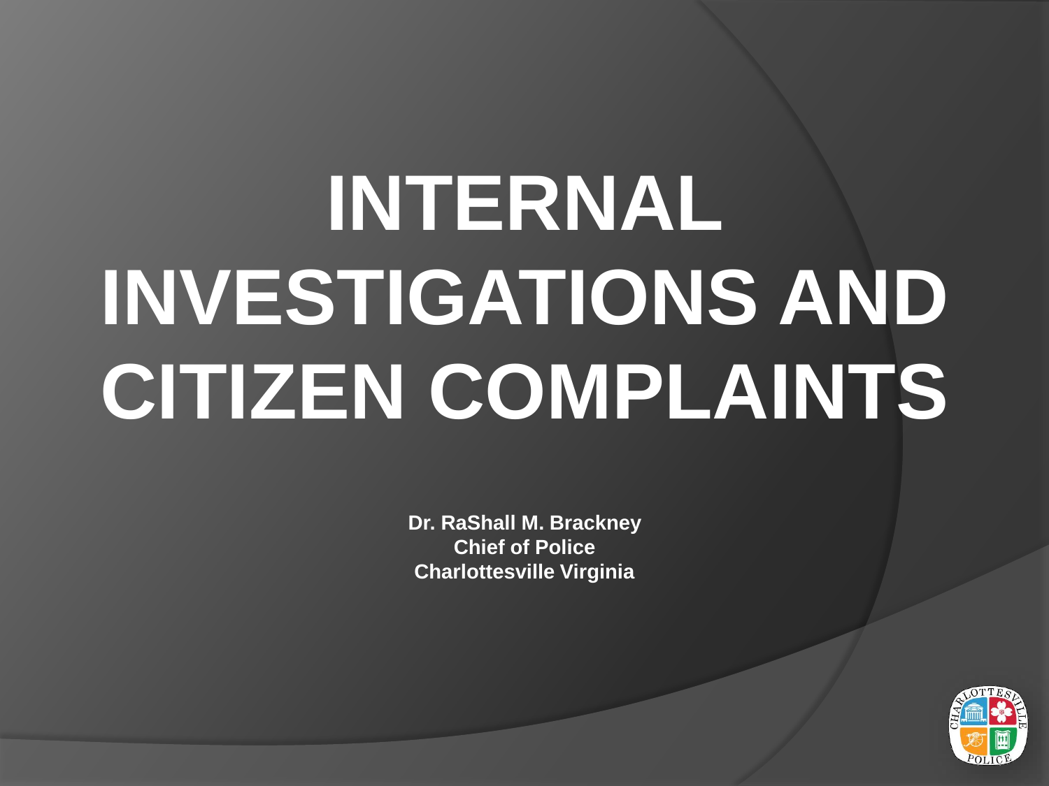# INTERNAL INVESTIGATIONS AND CITIZEN COMPLAINTS

**Dr. RaShall M. Brackney**
**Chief of Police**
**Charlottesville Virginia**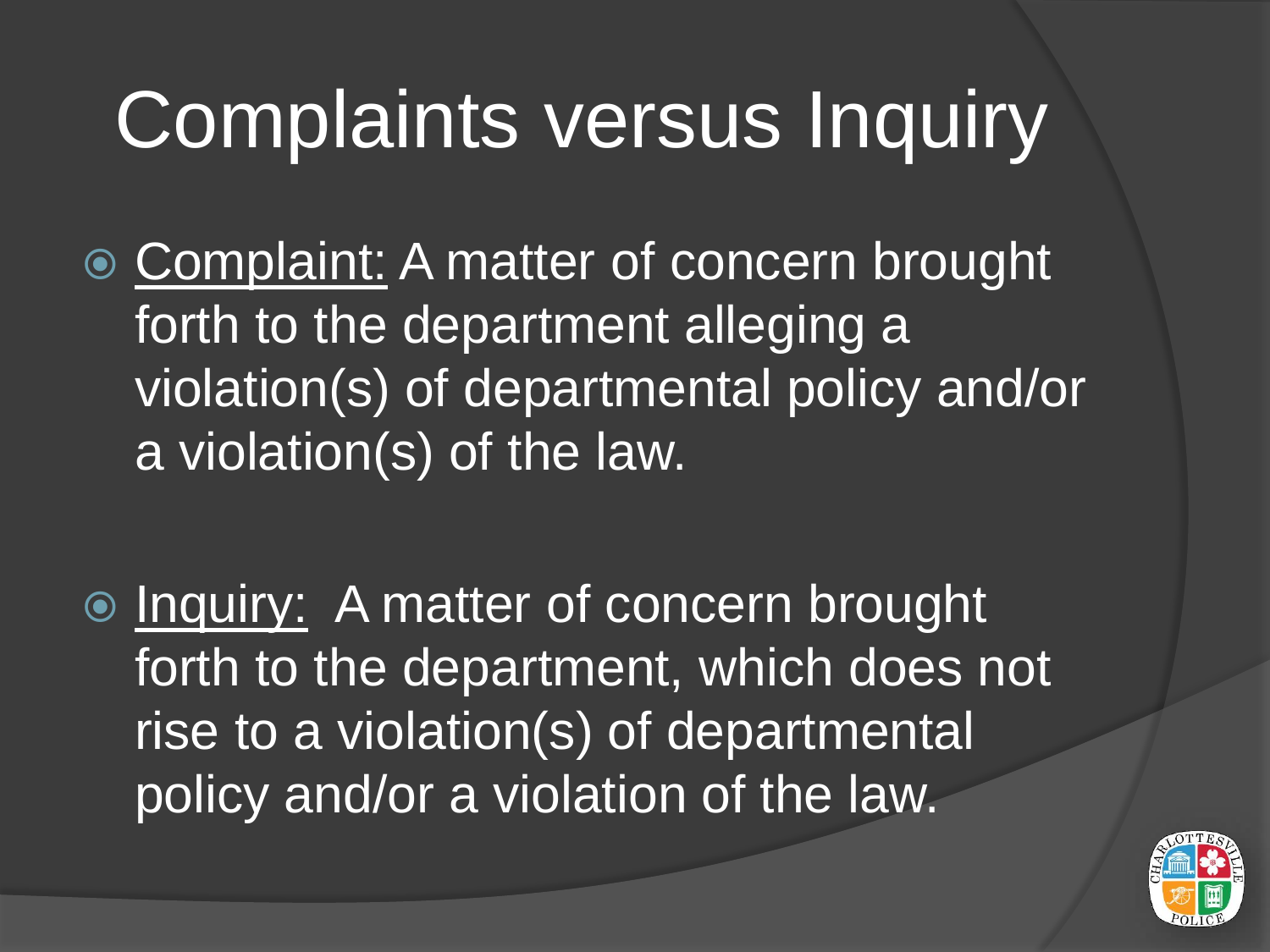# Complaints versus Inquiry

- Complaint: A matter of concern brought forth to the department alleging a violation(s) of departmental policy and/or a violation(s) of the law.

- Inquiry: A matter of concern brought forth to the department, which does not rise to a violation(s) of departmental policy and/or a violation of the law.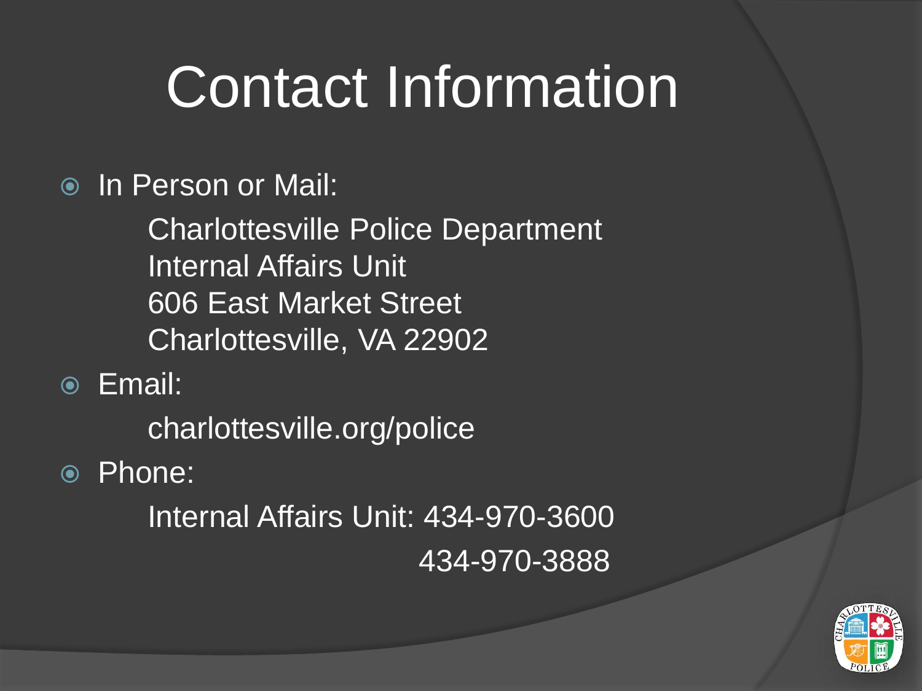# Contact Information

- In Person or Mail:

  Charlottesville Police Department
  Internal Affairs Unit
  606 East Market Street
  Charlottesville, VA 22902

- Email:

  charlottesville.org/police

- Phone:

  Internal Affairs Unit: 434-970-3600
  434-970-3888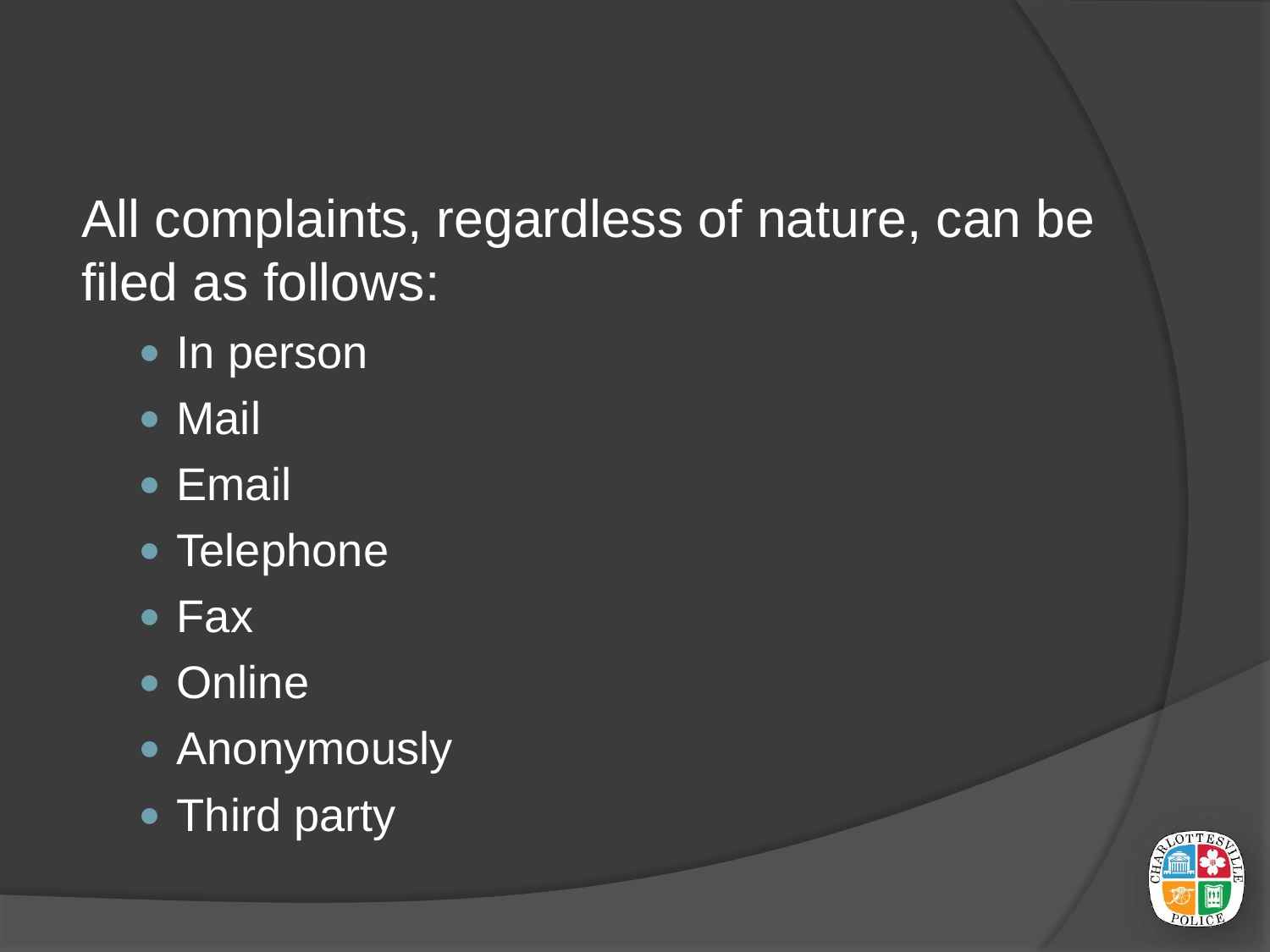All complaints, regardless of nature, can be filed as follows:

- In person
- Mail
- Email
- Telephone
- Fax
- Online
- Anonymously
- Third party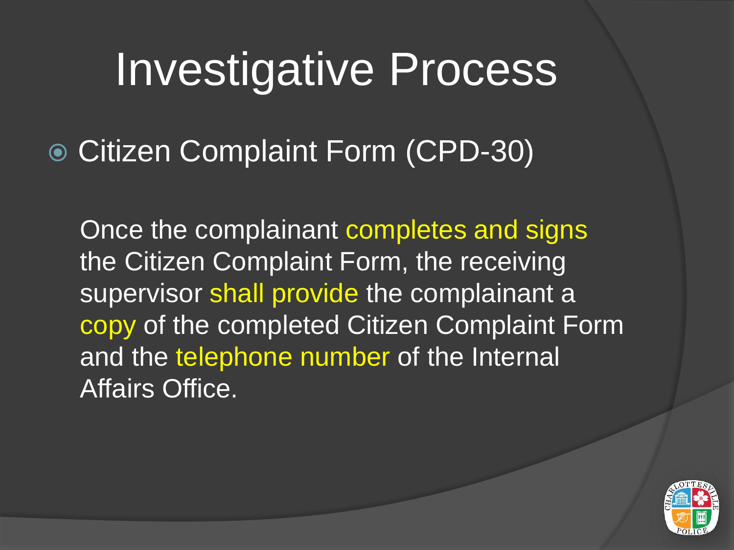# Investigative Process

- Citizen Complaint Form (CPD-30)

  Once the complainant completes and signs the Citizen Complaint Form, the receiving supervisor shall provide the complainant a copy of the completed Citizen Complaint Form and the telephone number of the Internal Affairs Office.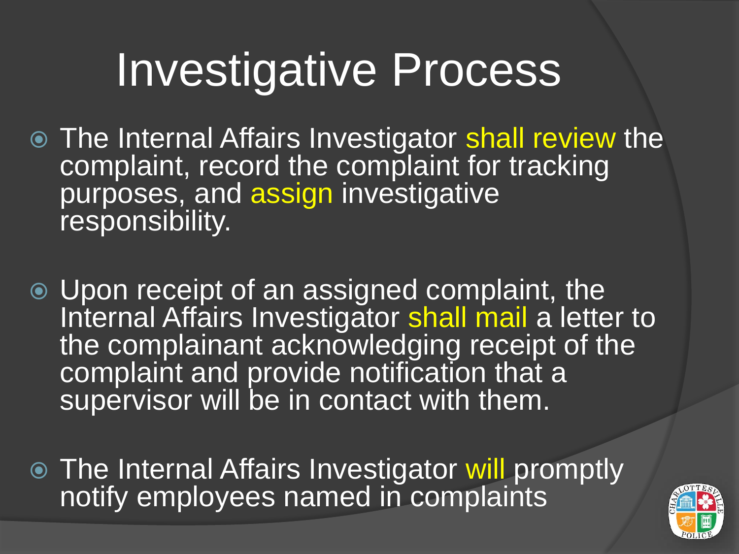# Investigative Process

- The Internal Affairs Investigator shall review the complaint, record the complaint for tracking purposes, and assign investigative responsibility.
- Upon receipt of an assigned complaint, the Internal Affairs Investigator shall mail a letter to the complainant acknowledging receipt of the complaint and provide notification that a supervisor will be in contact with them.
- The Internal Affairs Investigator will promptly notify employees named in complaints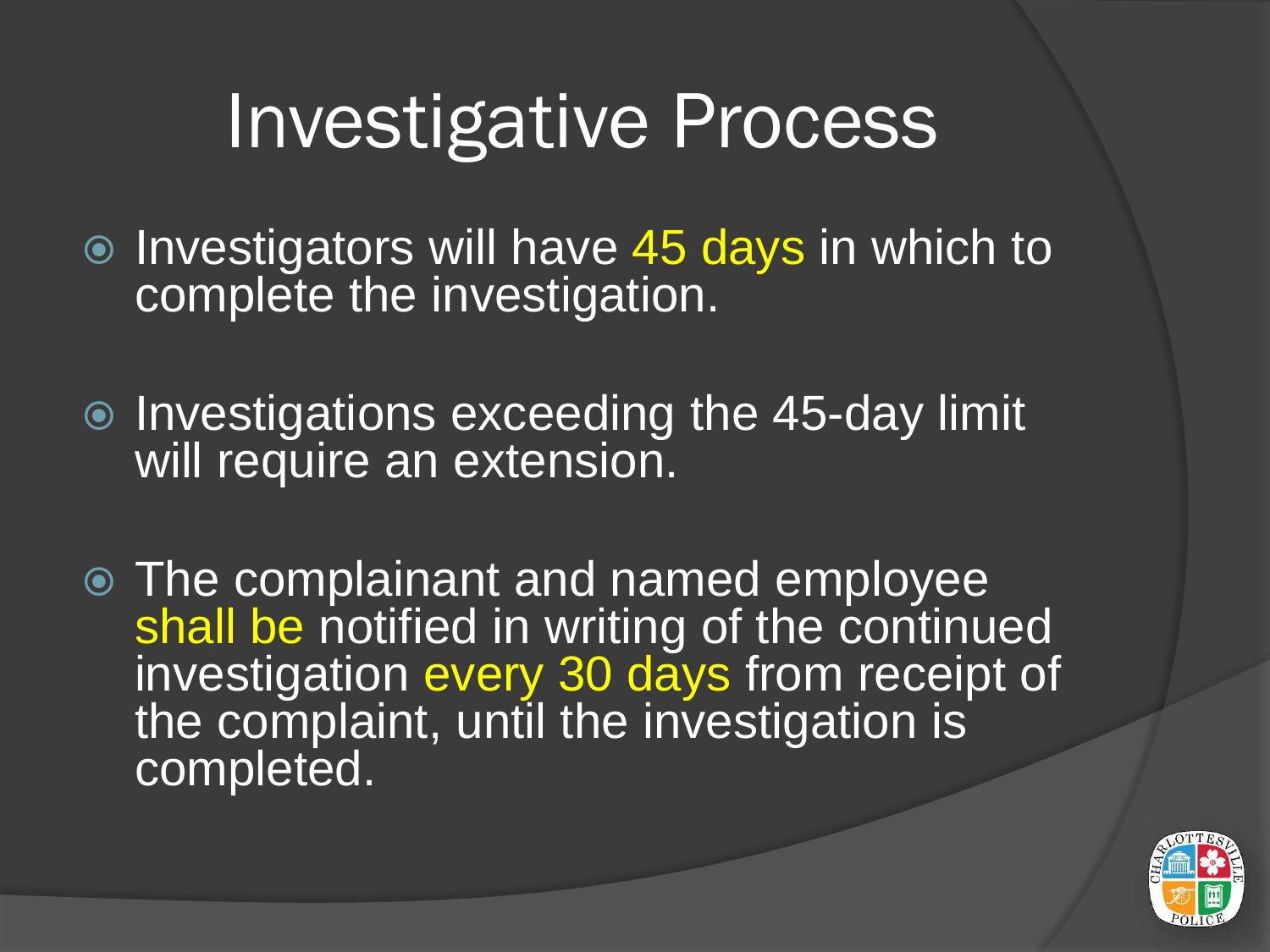# Investigative Process

- Investigators will have 45 days in which to complete the investigation.
- Investigations exceeding the 45-day limit will require an extension.
- The complainant and named employee shall be notified in writing of the continued investigation every 30 days from receipt of the complaint, until the investigation is completed.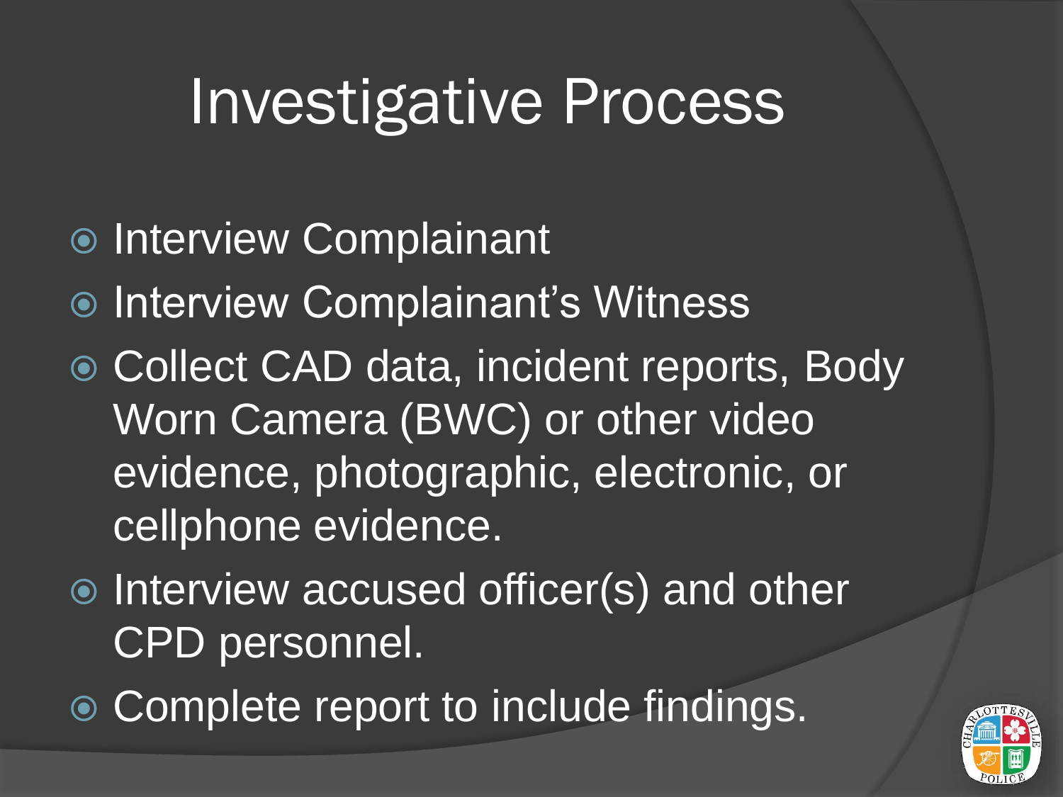# Investigative Process

- Interview Complainant
- Interview Complainant's Witness
- Collect CAD data, incident reports, Body Worn Camera (BWC) or other video evidence, photographic, electronic, or cellphone evidence.
- Interview accused officer(s) and other CPD personnel.
- Complete report to include findings.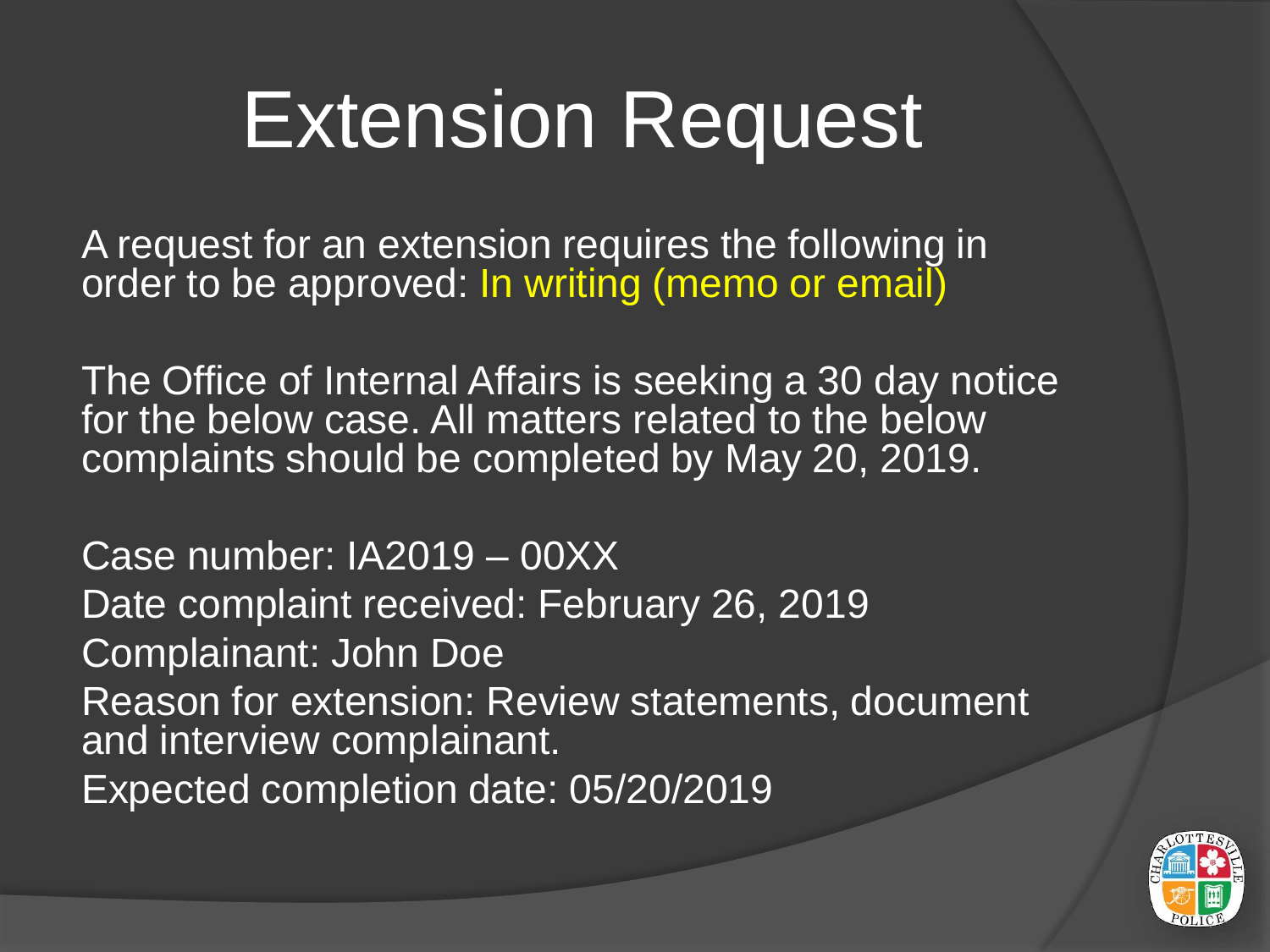# Extension Request

A request for an extension requires the following in order to be approved: In writing (memo or email)

The Office of Internal Affairs is seeking a 30 day notice for the below case. All matters related to the below complaints should be completed by May 20, 2019.

Case number: IA2019 – 00XX
Date complaint received: February 26, 2019
Complainant: John Doe
Reason for extension: Review statements, document and interview complainant.
Expected completion date: 05/20/2019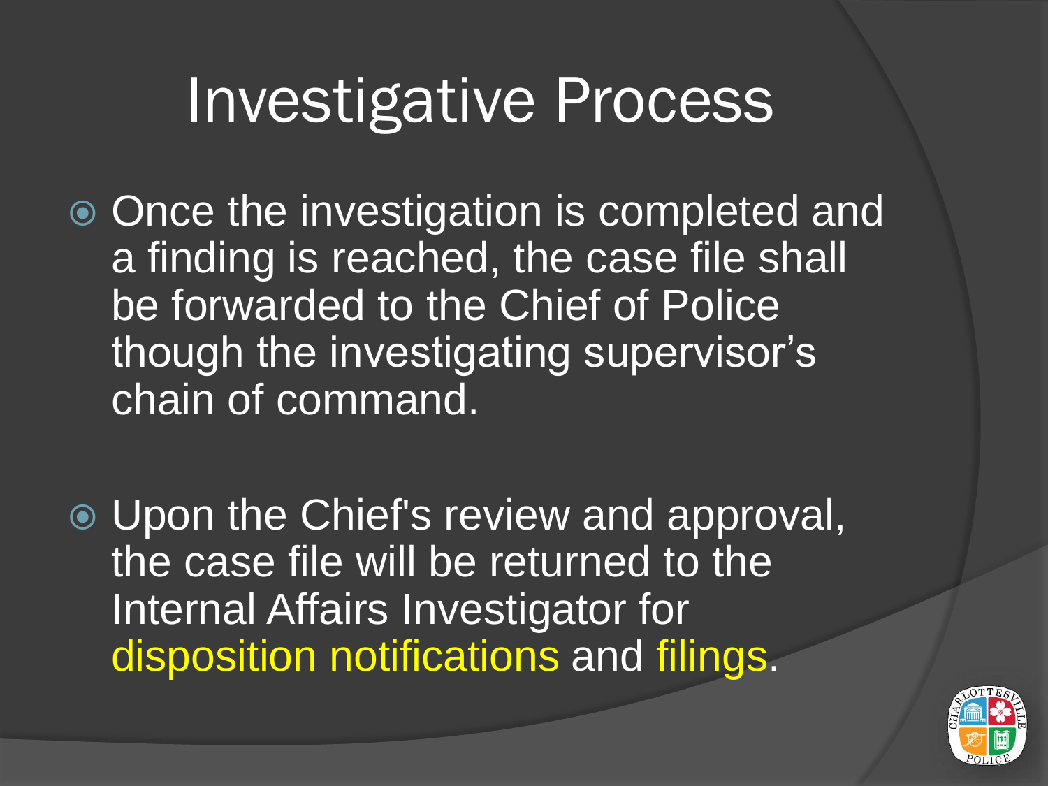# Investigative Process

- Once the investigation is completed and a finding is reached, the case file shall be forwarded to the Chief of Police though the investigating supervisor's chain of command.
- Upon the Chief's review and approval, the case file will be returned to the Internal Affairs Investigator for disposition notifications and filings.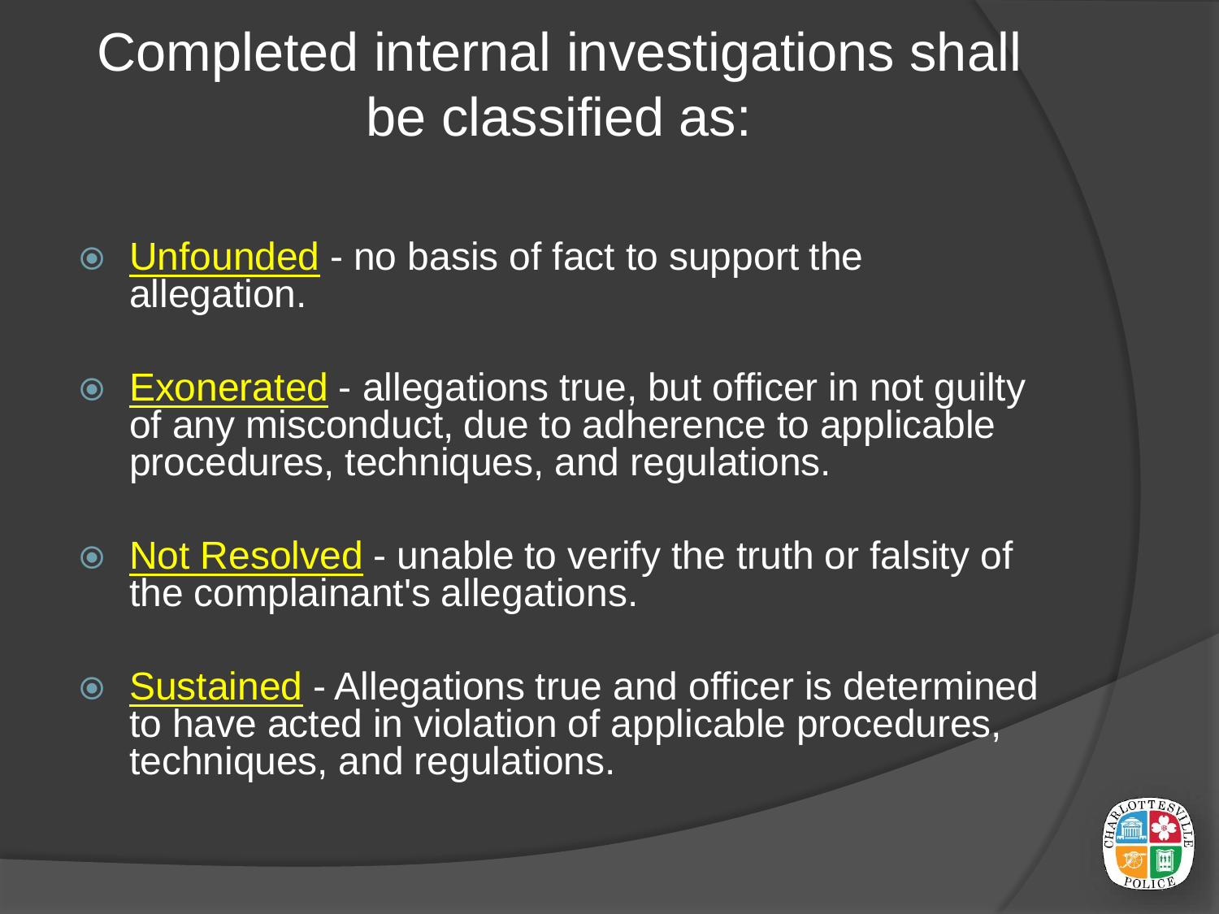# Completed internal investigations shall be classified as:

- Unfounded - no basis of fact to support the allegation.
- Exonerated - allegations true, but officer in not guilty of any misconduct, due to adherence to applicable procedures, techniques, and regulations.
- Not Resolved - unable to verify the truth or falsity of the complainant's allegations.
- Sustained - Allegations true and officer is determined to have acted in violation of applicable procedures, techniques, and regulations.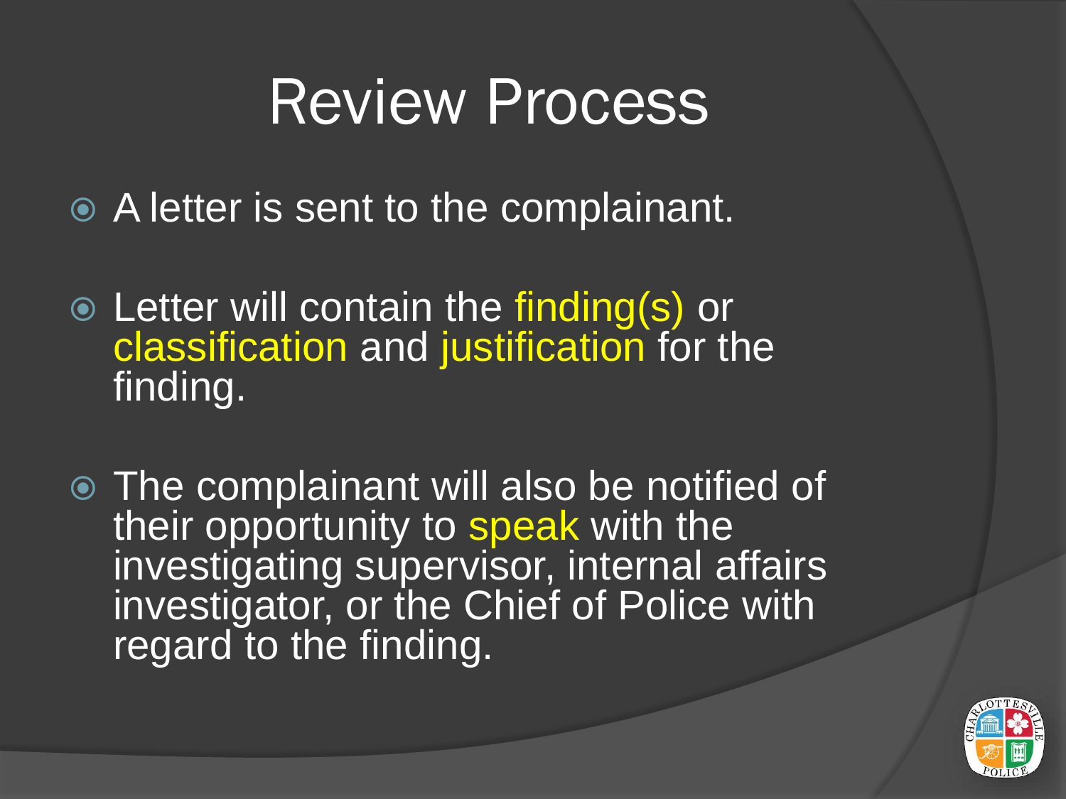# Review Process

- A letter is sent to the complainant.
- Letter will contain the finding(s) or classification and justification for the finding.
- The complainant will also be notified of their opportunity to speak with the investigating supervisor, internal affairs investigator, or the Chief of Police with regard to the finding.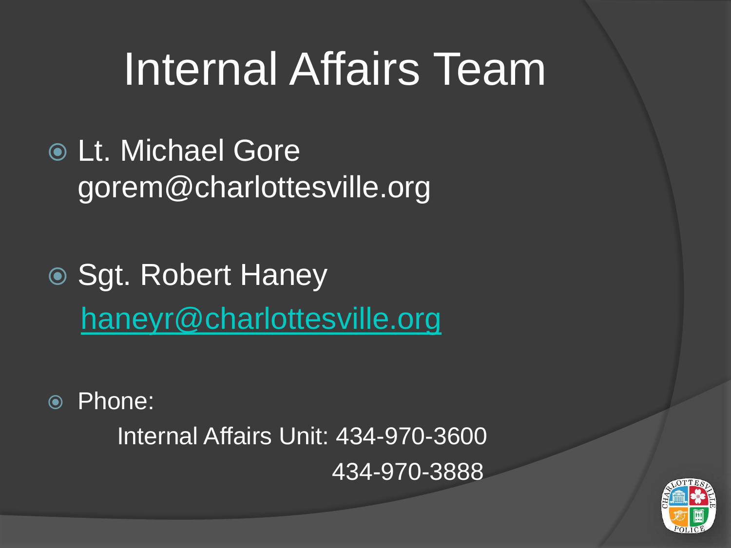# Internal Affairs Team

- Lt. Michael Gore
  gorem@charlottesville.org

- Sgt. Robert Haney
  haneyr@charlottesville.org

- Phone:
  Internal Affairs Unit: 434-970-3600
  434-970-3888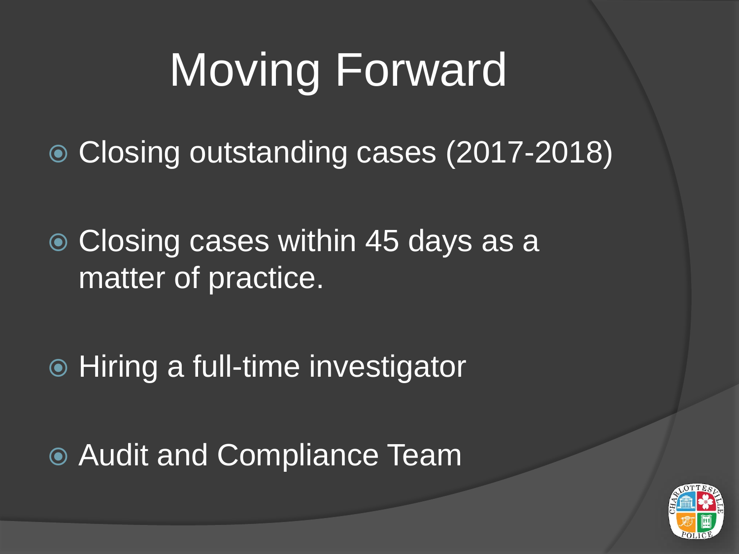# Moving Forward

- Closing outstanding cases (2017-2018)
- Closing cases within 45 days as a matter of practice.
- Hiring a full-time investigator
- Audit and Compliance Team